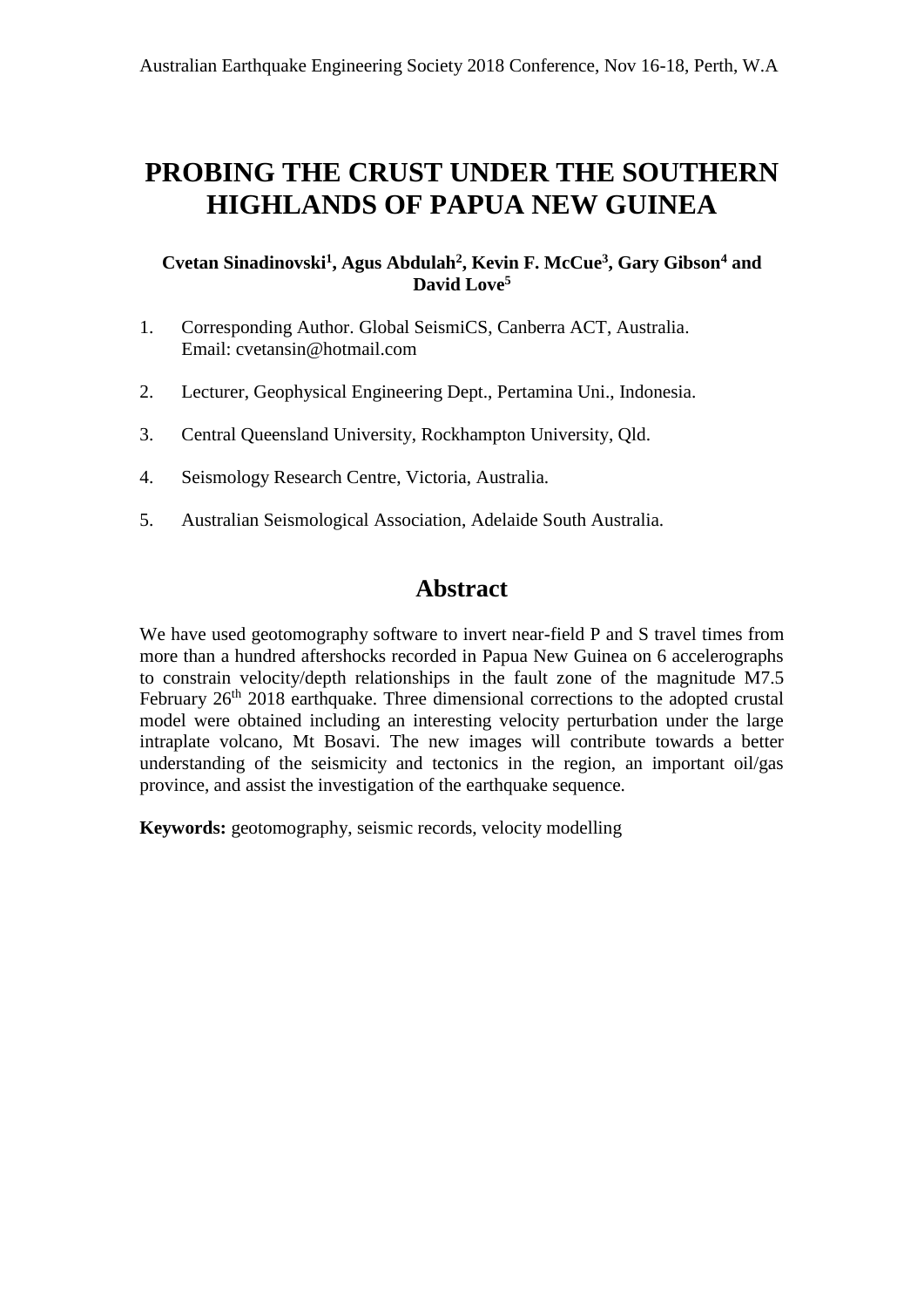# PROBING THE CRUST UNDER THE SOUTHERN HIGHLANDS OF PAPUA NEW GUINEA

**Cvetan Sinadinovski[1], Agus Abdulah[2], Kevin F. McCue[3], Gary Gibson[4] and David Love[5]**

1. Corresponding Author. Global SeismiCS, Canberra ACT, Australia.
   Email: cvetansin@hotmail.com

2. Lecturer, Geophysical Engineering Dept., Pertamina Uni., Indonesia.

3. Central Queensland University, Rockhampton University, Qld.

4. Seismology Research Centre, Victoria, Australia.

5. Australian Seismological Association, Adelaide South Australia.

## Abstract

We have used geotomography software to invert near-field P and S travel times from more than a hundred aftershocks recorded in Papua New Guinea on 6 accelerographs to constrain velocity/depth relationships in the fault zone of the magnitude M7.5 February 26th 2018 earthquake. Three dimensional corrections to the adopted crustal model were obtained including an interesting velocity perturbation under the large intraplate volcano, Mt Bosavi. The new images will contribute towards a better understanding of the seismicity and tectonics in the region, an important oil/gas province, and assist the investigation of the earthquake sequence.

**Keywords:** geotomography, seismic records, velocity modelling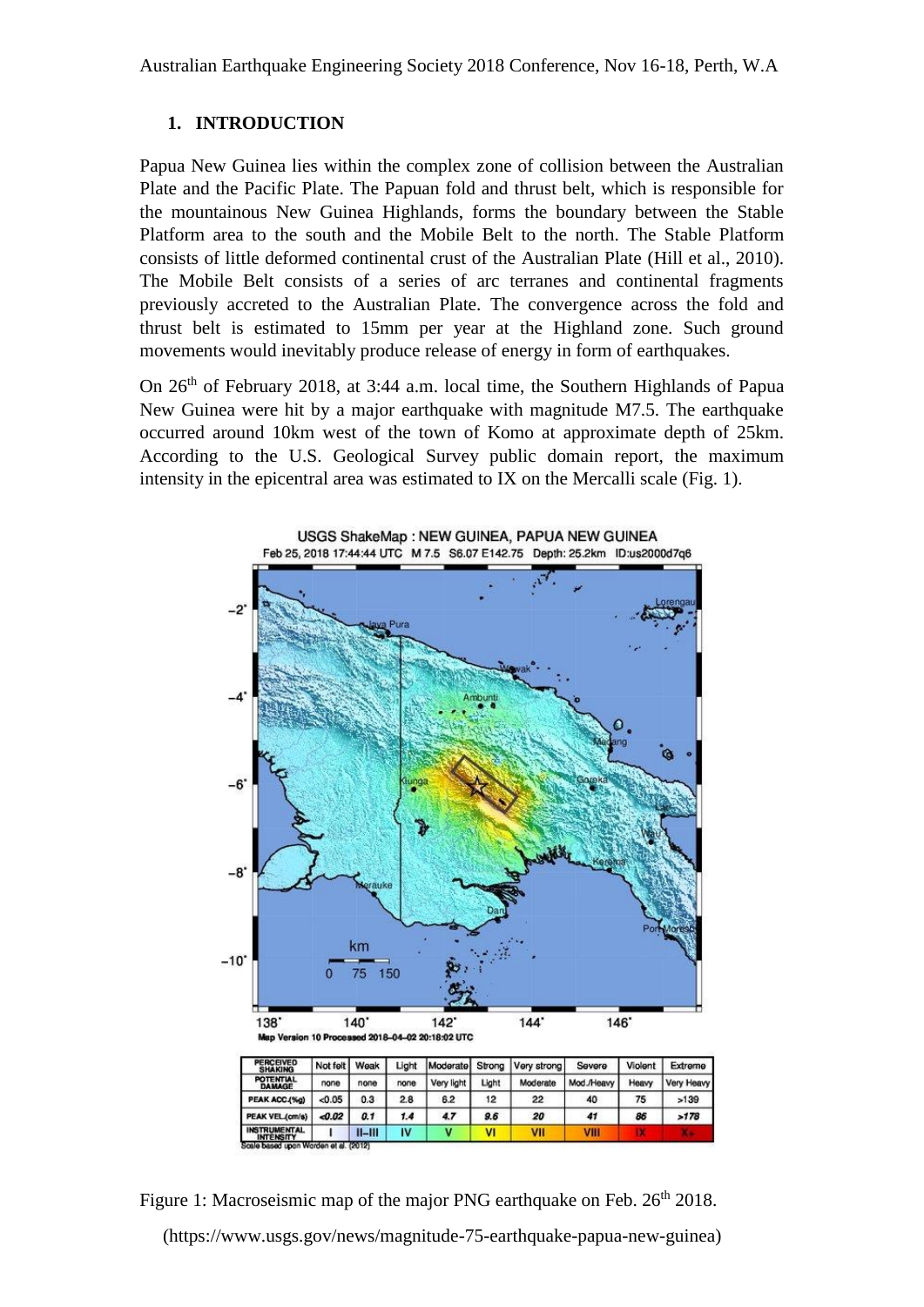## 1. INTRODUCTION

Papua New Guinea lies within the complex zone of collision between the Australian Plate and the Pacific Plate. The Papuan fold and thrust belt, which is responsible for the mountainous New Guinea Highlands, forms the boundary between the Stable Platform area to the south and the Mobile Belt to the north. The Stable Platform consists of little deformed continental crust of the Australian Plate (Hill et al., 2010). The Mobile Belt consists of a series of arc terranes and continental fragments previously accreted to the Australian Plate. The convergence across the fold and thrust belt is estimated to 15mm per year at the Highland zone. Such ground movements would inevitably produce release of energy in form of earthquakes.

On 26th of February 2018, at 3:44 a.m. local time, the Southern Highlands of Papua New Guinea were hit by a major earthquake with magnitude M7.5. The earthquake occurred around 10km west of the town of Komo at approximate depth of 25km. According to the U.S. Geological Survey public domain report, the maximum intensity in the epicentral area was estimated to IX on the Mercalli scale (Fig. 1).

Figure 1: Macroseismic map of the major PNG earthquake on Feb. 26th 2018.

(https://www.usgs.gov/news/magnitude-75-earthquake-papua-new-guinea)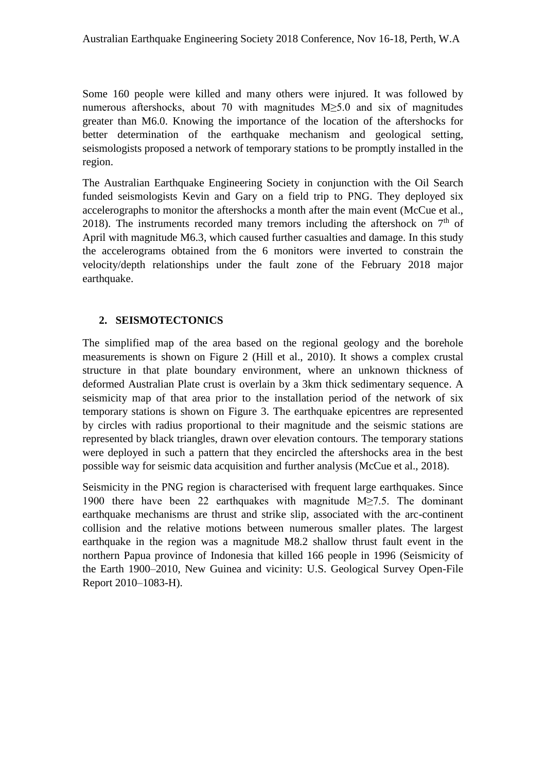Some 160 people were killed and many others were injured. It was followed by numerous aftershocks, about 70 with magnitudes M≥5.0 and six of magnitudes greater than M6.0. Knowing the importance of the location of the aftershocks for better determination of the earthquake mechanism and geological setting, seismologists proposed a network of temporary stations to be promptly installed in the region.

The Australian Earthquake Engineering Society in conjunction with the Oil Search funded seismologists Kevin and Gary on a field trip to PNG. They deployed six accelerographs to monitor the aftershocks a month after the main event (McCue et al., 2018). The instruments recorded many tremors including the aftershock on 7th of April with magnitude M6.3, which caused further casualties and damage. In this study the accelerograms obtained from the 6 monitors were inverted to constrain the velocity/depth relationships under the fault zone of the February 2018 major earthquake.

## 2. SEISMOTECTONICS

The simplified map of the area based on the regional geology and the borehole measurements is shown on Figure 2 (Hill et al., 2010). It shows a complex crustal structure in that plate boundary environment, where an unknown thickness of deformed Australian Plate crust is overlain by a 3km thick sedimentary sequence. A seismicity map of that area prior to the installation period of the network of six temporary stations is shown on Figure 3. The earthquake epicentres are represented by circles with radius proportional to their magnitude and the seismic stations are represented by black triangles, drawn over elevation contours. The temporary stations were deployed in such a pattern that they encircled the aftershocks area in the best possible way for seismic data acquisition and further analysis (McCue et al., 2018).

Seismicity in the PNG region is characterised with frequent large earthquakes. Since 1900 there have been 22 earthquakes with magnitude M≥7.5. The dominant earthquake mechanisms are thrust and strike slip, associated with the arc-continent collision and the relative motions between numerous smaller plates. The largest earthquake in the region was a magnitude M8.2 shallow thrust fault event in the northern Papua province of Indonesia that killed 166 people in 1996 (Seismicity of the Earth 1900–2010, New Guinea and vicinity: U.S. Geological Survey Open-File Report 2010–1083-H).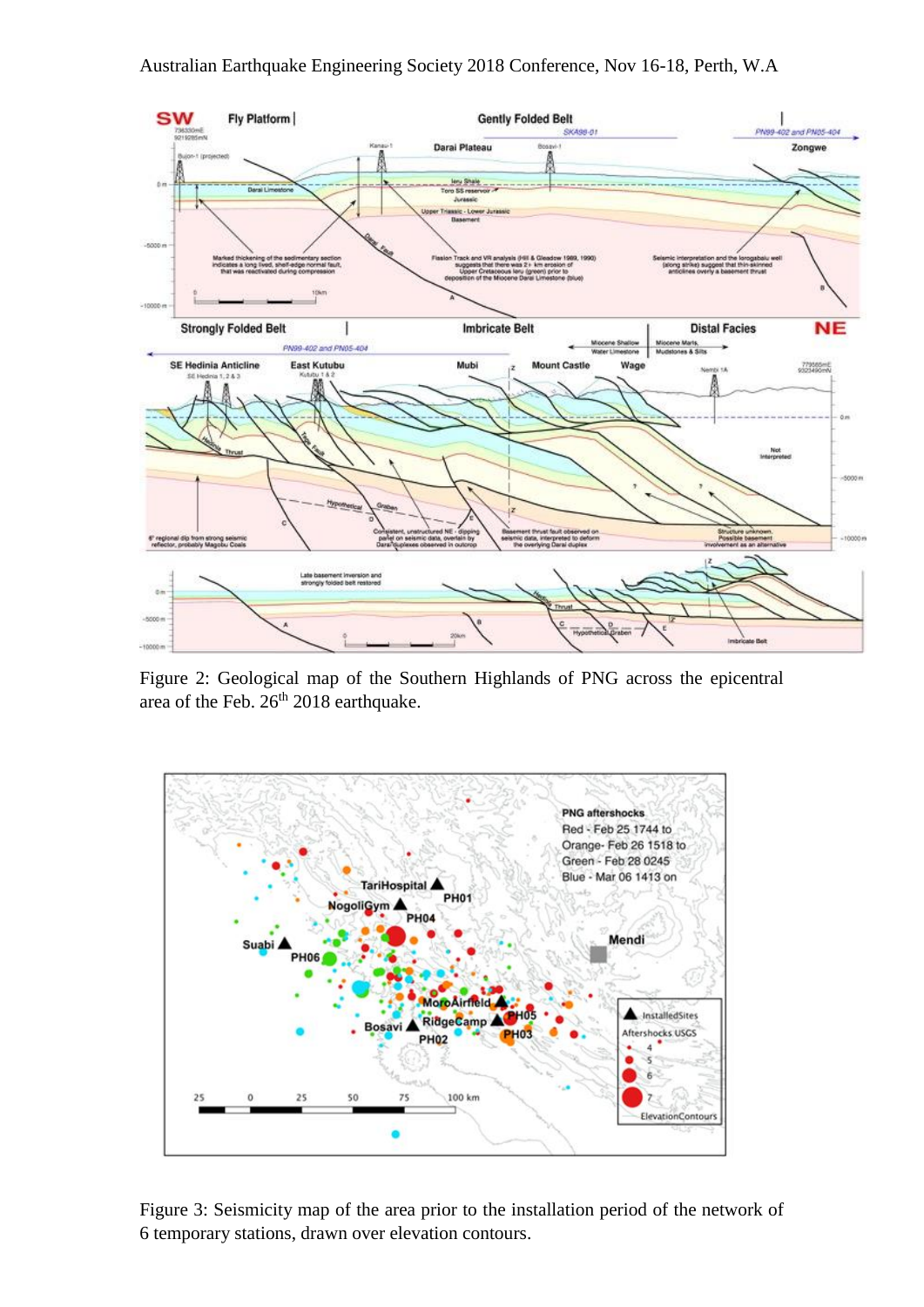Figure 2: Geological map of the Southern Highlands of PNG across the epicentral area of the Feb. 26th 2018 earthquake.

Figure 3: Seismicity map of the area prior to the installation period of the network of 6 temporary stations, drawn over elevation contours.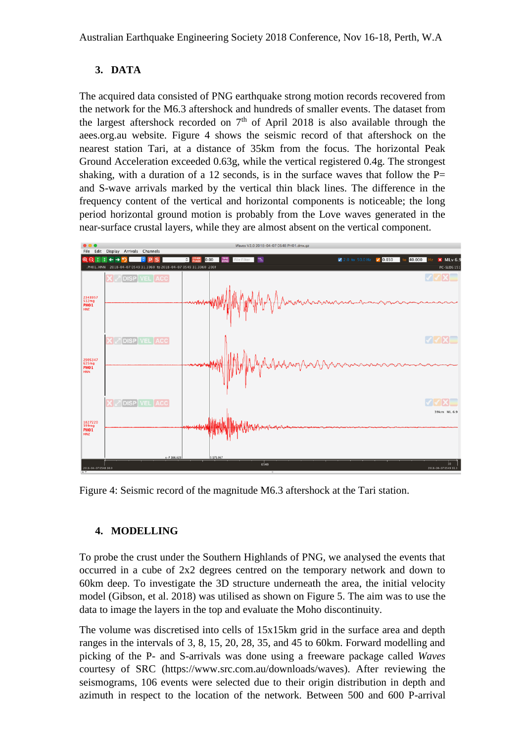## 3. DATA

The acquired data consisted of PNG earthquake strong motion records recovered from the network for the M6.3 aftershock and hundreds of smaller events. The dataset from the largest aftershock recorded on 7$^{th}$ of April 2018 is also available through the aees.org.au website. Figure 4 shows the seismic record of that aftershock on the nearest station Tari, at a distance of 35km from the focus. The horizontal Peak Ground Acceleration exceeded 0.63g, while the vertical registered 0.4g. The strongest shaking, with a duration of a 12 seconds, is in the surface waves that follow the P= and S-wave arrivals marked by the vertical thin black lines. The difference in the frequency content of the vertical and horizontal components is noticeable; the long period horizontal ground motion is probably from the Love waves generated in the near-surface crustal layers, while they are almost absent on the vertical component.

Figure 4: Seismic record of the magnitude M6.3 aftershock at the Tari station.

## 4. MODELLING

To probe the crust under the Southern Highlands of PNG, we analysed the events that occurred in a cube of 2x2 degrees centred on the temporary network and down to 60km deep. To investigate the 3D structure underneath the area, the initial velocity model (Gibson, et al. 2018) was utilised as shown on Figure 5. The aim was to use the data to image the layers in the top and evaluate the Moho discontinuity.

The volume was discretised into cells of 15x15km grid in the surface area and depth ranges in the intervals of 3, 8, 15, 20, 28, 35, and 45 to 60km. Forward modelling and picking of the P- and S-arrivals was done using a freeware package called *Waves* courtesy of SRC (https://www.src.com.au/downloads/waves). After reviewing the seismograms, 106 events were selected due to their origin distribution in depth and azimuth in respect to the location of the network. Between 500 and 600 P-arrival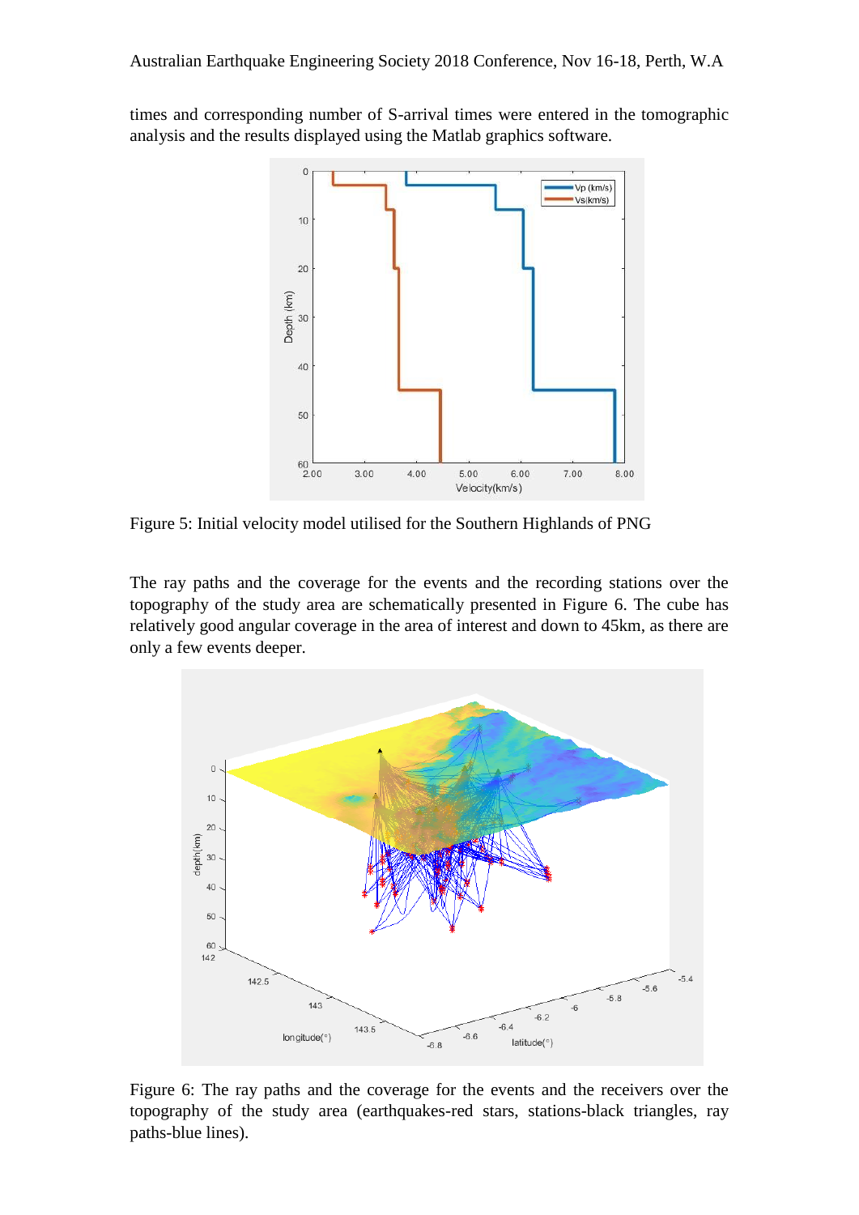times and corresponding number of S-arrival times were entered in the tomographic analysis and the results displayed using the Matlab graphics software.

Figure 5: Initial velocity model utilised for the Southern Highlands of PNG

The ray paths and the coverage for the events and the recording stations over the topography of the study area are schematically presented in Figure 6. The cube has relatively good angular coverage in the area of interest and down to 45km, as there are only a few events deeper.

Figure 6: The ray paths and the coverage for the events and the receivers over the topography of the study area (earthquakes-red stars, stations-black triangles, ray paths-blue lines).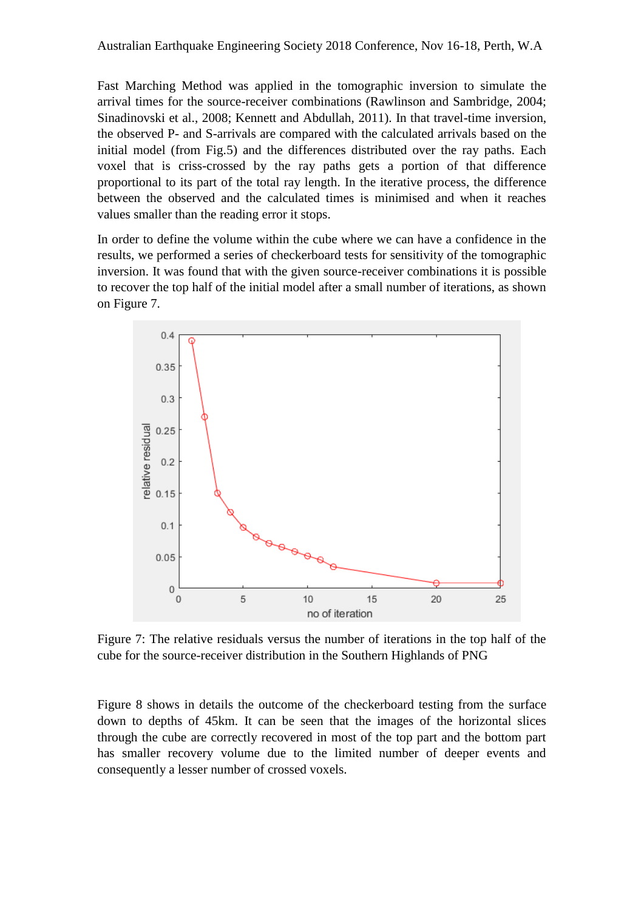Fast Marching Method was applied in the tomographic inversion to simulate the arrival times for the source-receiver combinations (Rawlinson and Sambridge, 2004; Sinadinovski et al., 2008; Kennett and Abdullah, 2011). In that travel-time inversion, the observed P- and S-arrivals are compared with the calculated arrivals based on the initial model (from Fig.5) and the differences distributed over the ray paths. Each voxel that is criss-crossed by the ray paths gets a portion of that difference proportional to its part of the total ray length. In the iterative process, the difference between the observed and the calculated times is minimised and when it reaches values smaller than the reading error it stops.

In order to define the volume within the cube where we can have a confidence in the results, we performed a series of checkerboard tests for sensitivity of the tomographic inversion. It was found that with the given source-receiver combinations it is possible to recover the top half of the initial model after a small number of iterations, as shown on Figure 7.

Figure 7: The relative residuals versus the number of iterations in the top half of the cube for the source-receiver distribution in the Southern Highlands of PNG

Figure 8 shows in details the outcome of the checkerboard testing from the surface down to depths of 45km. It can be seen that the images of the horizontal slices through the cube are correctly recovered in most of the top part and the bottom part has smaller recovery volume due to the limited number of deeper events and consequently a lesser number of crossed voxels.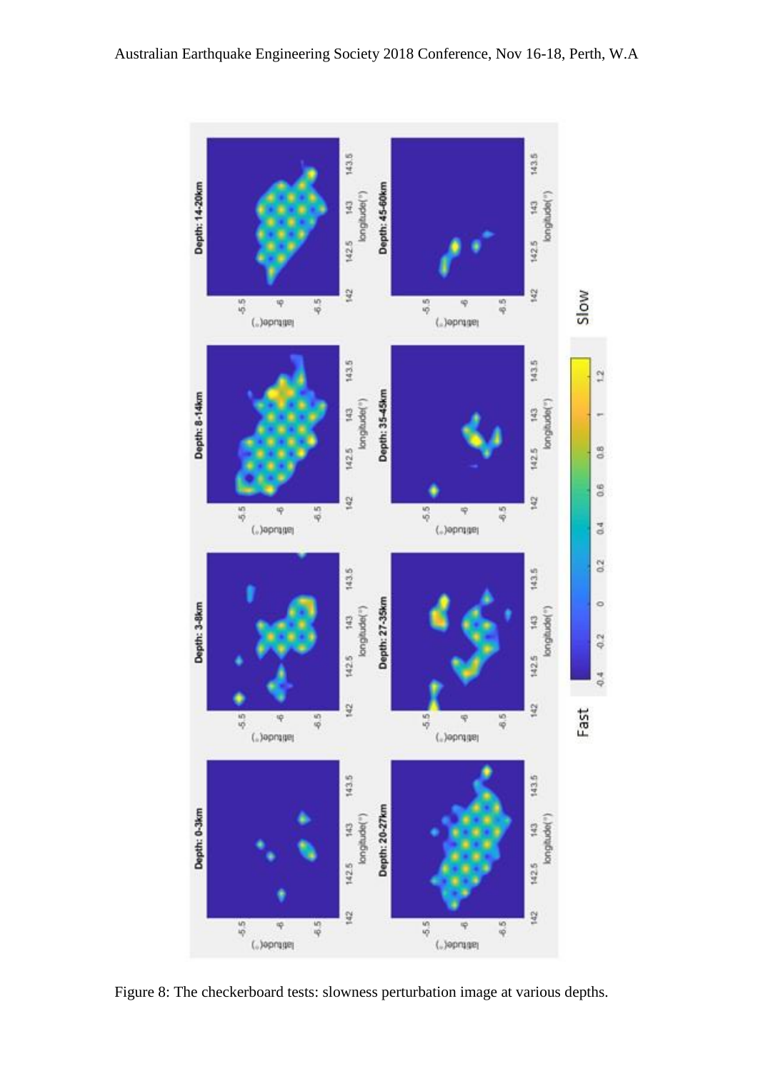Figure 8: The checkerboard tests: slowness perturbation image at various depths.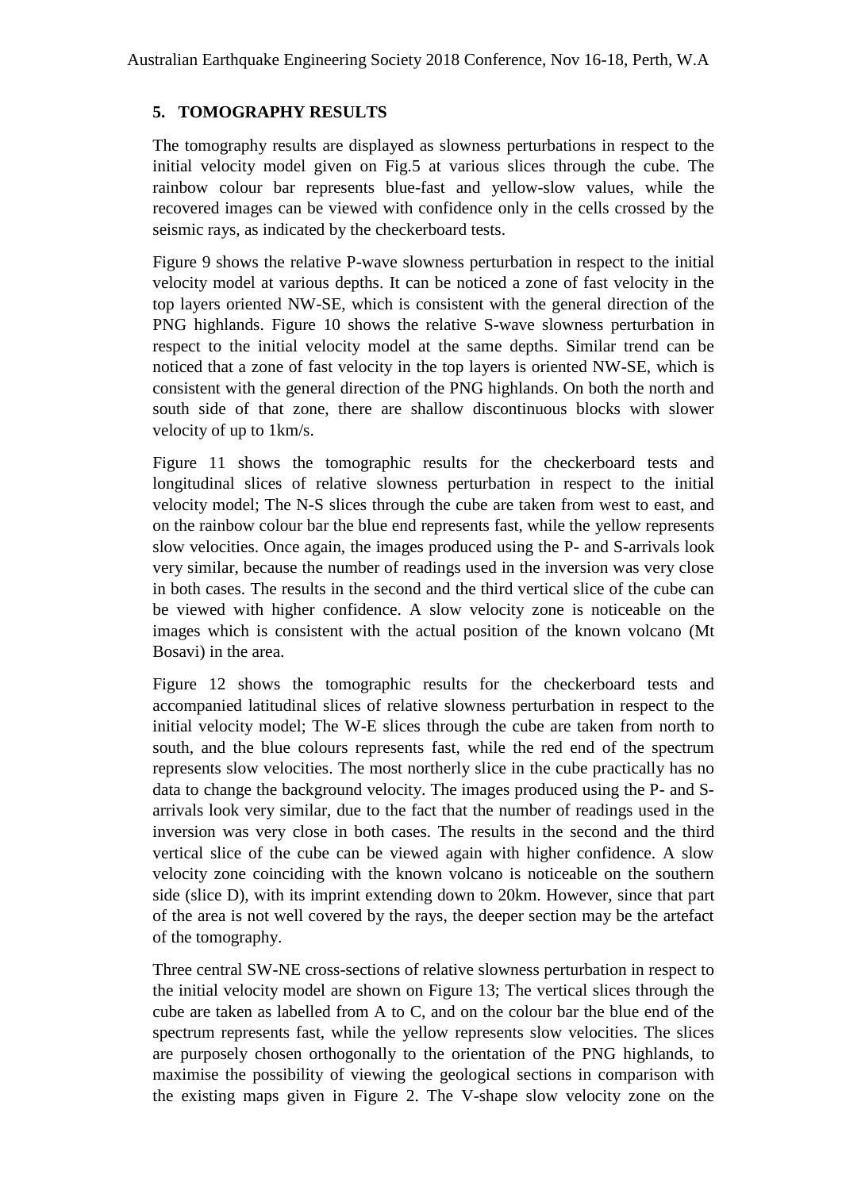## 5. TOMOGRAPHY RESULTS

The tomography results are displayed as slowness perturbations in respect to the initial velocity model given on Fig.5 at various slices through the cube. The rainbow colour bar represents blue-fast and yellow-slow values, while the recovered images can be viewed with confidence only in the cells crossed by the seismic rays, as indicated by the checkerboard tests.

Figure 9 shows the relative P-wave slowness perturbation in respect to the initial velocity model at various depths. It can be noticed a zone of fast velocity in the top layers oriented NW-SE, which is consistent with the general direction of the PNG highlands. Figure 10 shows the relative S-wave slowness perturbation in respect to the initial velocity model at the same depths. Similar trend can be noticed that a zone of fast velocity in the top layers is oriented NW-SE, which is consistent with the general direction of the PNG highlands. On both the north and south side of that zone, there are shallow discontinuous blocks with slower velocity of up to 1km/s.

Figure 11 shows the tomographic results for the checkerboard tests and longitudinal slices of relative slowness perturbation in respect to the initial velocity model; The N-S slices through the cube are taken from west to east, and on the rainbow colour bar the blue end represents fast, while the yellow represents slow velocities. Once again, the images produced using the P- and S-arrivals look very similar, because the number of readings used in the inversion was very close in both cases. The results in the second and the third vertical slice of the cube can be viewed with higher confidence. A slow velocity zone is noticeable on the images which is consistent with the actual position of the known volcano (Mt Bosavi) in the area.

Figure 12 shows the tomographic results for the checkerboard tests and accompanied latitudinal slices of relative slowness perturbation in respect to the initial velocity model; The W-E slices through the cube are taken from north to south, and the blue colours represents fast, while the red end of the spectrum represents slow velocities. The most northerly slice in the cube practically has no data to change the background velocity. The images produced using the P- and S-arrivals look very similar, due to the fact that the number of readings used in the inversion was very close in both cases. The results in the second and the third vertical slice of the cube can be viewed again with higher confidence. A slow velocity zone coinciding with the known volcano is noticeable on the southern side (slice D), with its imprint extending down to 20km. However, since that part of the area is not well covered by the rays, the deeper section may be the artefact of the tomography.

Three central SW-NE cross-sections of relative slowness perturbation in respect to the initial velocity model are shown on Figure 13; The vertical slices through the cube are taken as labelled from A to C, and on the colour bar the blue end of the spectrum represents fast, while the yellow represents slow velocities. The slices are purposely chosen orthogonally to the orientation of the PNG highlands, to maximise the possibility of viewing the geological sections in comparison with the existing maps given in Figure 2. The V-shape slow velocity zone on the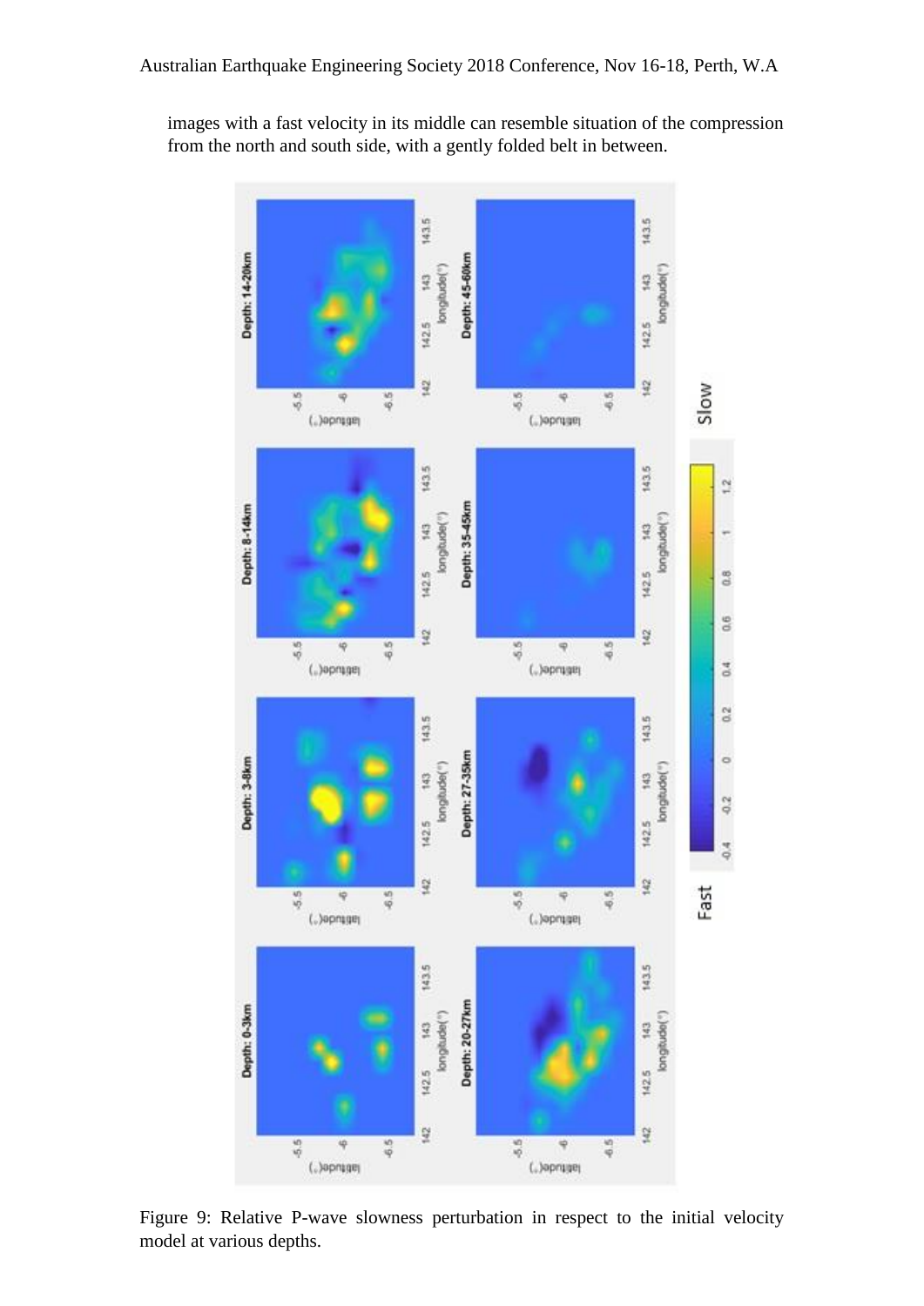images with a fast velocity in its middle can resemble situation of the compression from the north and south side, with a gently folded belt in between.

Figure 9: Relative P-wave slowness perturbation in respect to the initial velocity model at various depths.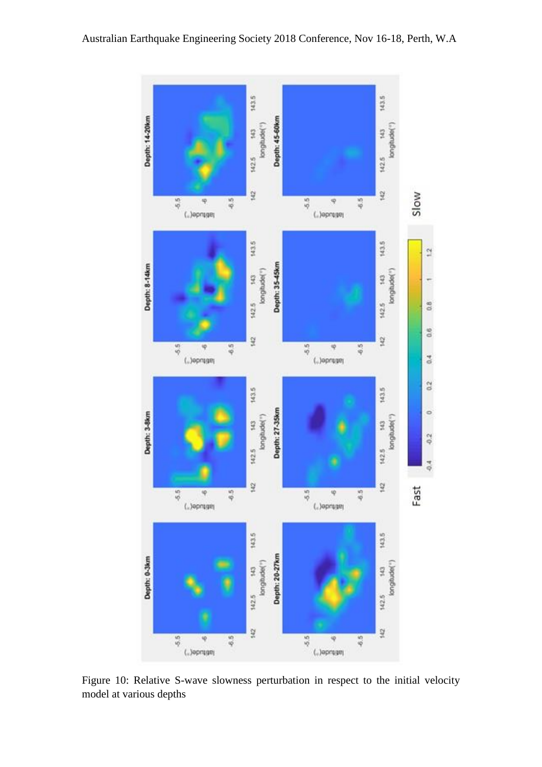Figure 10: Relative S-wave slowness perturbation in respect to the initial velocity model at various depths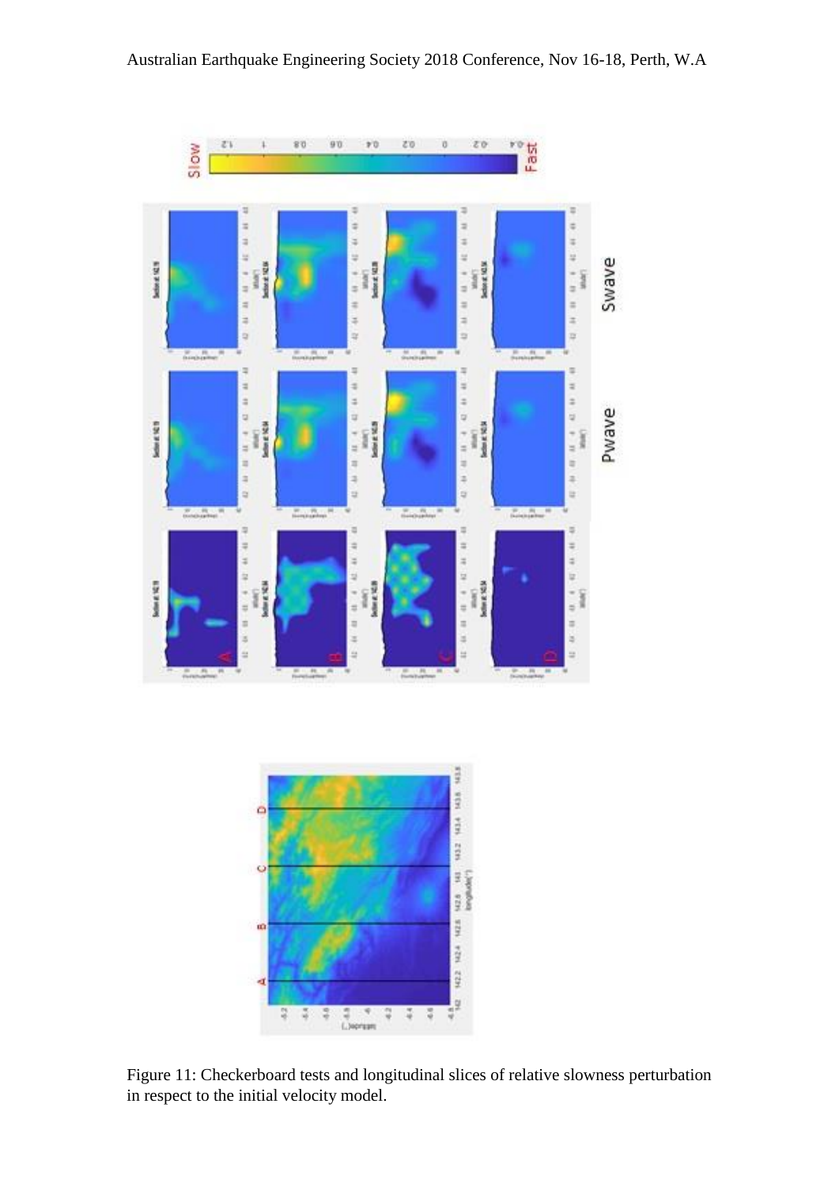Figure 11: Checkerboard tests and longitudinal slices of relative slowness perturbation in respect to the initial velocity model.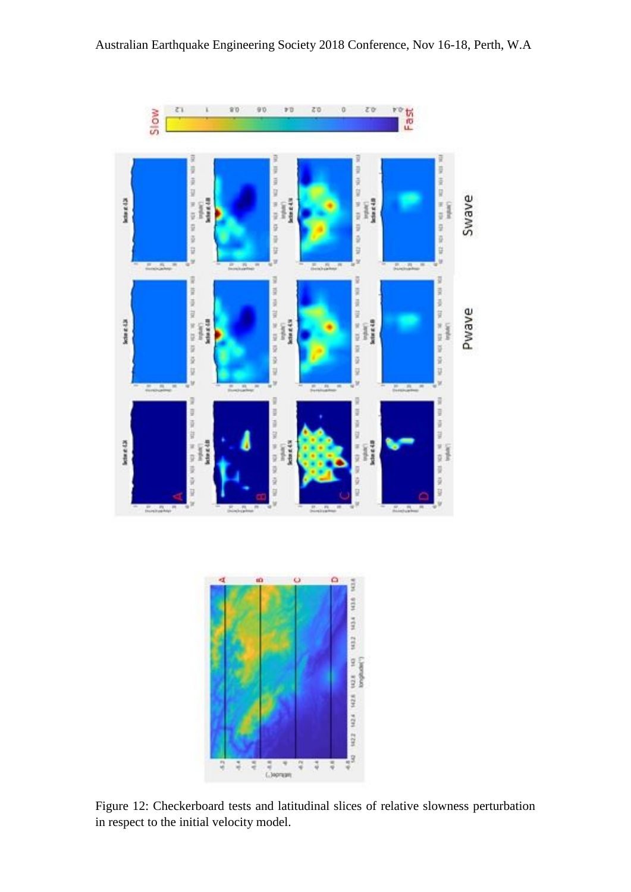Figure 12: Checkerboard tests and latitudinal slices of relative slowness perturbation in respect to the initial velocity model.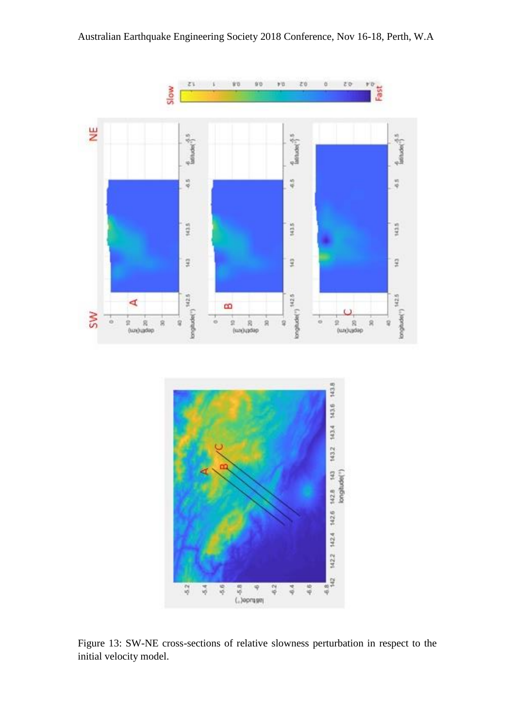Figure 13: SW-NE cross-sections of relative slowness perturbation in respect to the initial velocity model.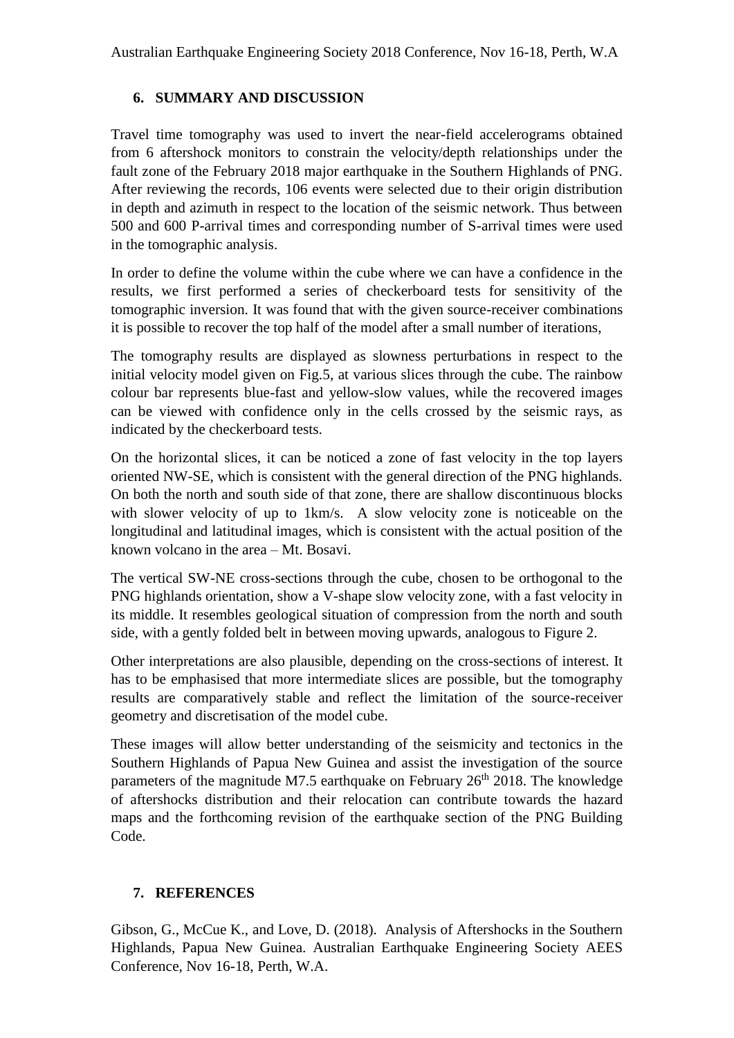## 6. SUMMARY AND DISCUSSION

Travel time tomography was used to invert the near-field accelerograms obtained from 6 aftershock monitors to constrain the velocity/depth relationships under the fault zone of the February 2018 major earthquake in the Southern Highlands of PNG. After reviewing the records, 106 events were selected due to their origin distribution in depth and azimuth in respect to the location of the seismic network. Thus between 500 and 600 P-arrival times and corresponding number of S-arrival times were used in the tomographic analysis.

In order to define the volume within the cube where we can have a confidence in the results, we first performed a series of checkerboard tests for sensitivity of the tomographic inversion. It was found that with the given source-receiver combinations it is possible to recover the top half of the model after a small number of iterations,

The tomography results are displayed as slowness perturbations in respect to the initial velocity model given on Fig.5, at various slices through the cube. The rainbow colour bar represents blue-fast and yellow-slow values, while the recovered images can be viewed with confidence only in the cells crossed by the seismic rays, as indicated by the checkerboard tests.

On the horizontal slices, it can be noticed a zone of fast velocity in the top layers oriented NW-SE, which is consistent with the general direction of the PNG highlands. On both the north and south side of that zone, there are shallow discontinuous blocks with slower velocity of up to 1km/s. A slow velocity zone is noticeable on the longitudinal and latitudinal images, which is consistent with the actual position of the known volcano in the area – Mt. Bosavi.

The vertical SW-NE cross-sections through the cube, chosen to be orthogonal to the PNG highlands orientation, show a V-shape slow velocity zone, with a fast velocity in its middle. It resembles geological situation of compression from the north and south side, with a gently folded belt in between moving upwards, analogous to Figure 2.

Other interpretations are also plausible, depending on the cross-sections of interest. It has to be emphasised that more intermediate slices are possible, but the tomography results are comparatively stable and reflect the limitation of the source-receiver geometry and discretisation of the model cube.

These images will allow better understanding of the seismicity and tectonics in the Southern Highlands of Papua New Guinea and assist the investigation of the source parameters of the magnitude M7.5 earthquake on February 26th 2018. The knowledge of aftershocks distribution and their relocation can contribute towards the hazard maps and the forthcoming revision of the earthquake section of the PNG Building Code.

## 7. REFERENCES

Gibson, G., McCue K., and Love, D. (2018). Analysis of Aftershocks in the Southern Highlands, Papua New Guinea. Australian Earthquake Engineering Society AEES Conference, Nov 16-18, Perth, W.A.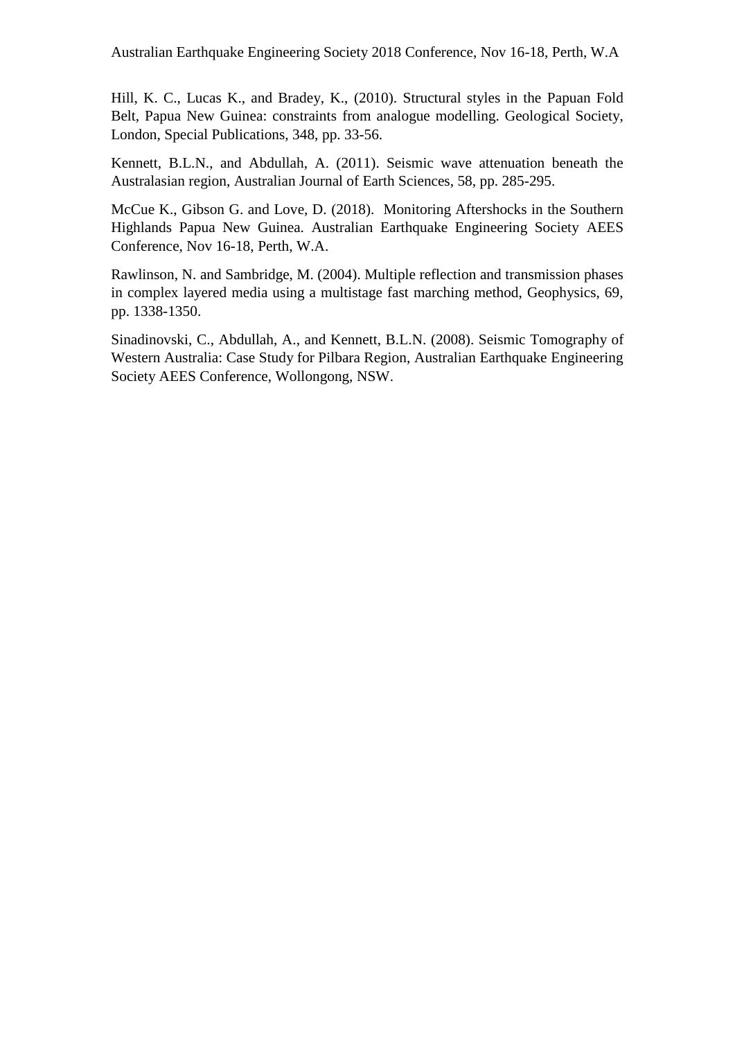Hill, K. C., Lucas K., and Bradey, K., (2010). Structural styles in the Papuan Fold Belt, Papua New Guinea: constraints from analogue modelling. Geological Society, London, Special Publications, 348, pp. 33-56.

Kennett, B.L.N., and Abdullah, A. (2011). Seismic wave attenuation beneath the Australasian region, Australian Journal of Earth Sciences, 58, pp. 285-295.

McCue K., Gibson G. and Love, D. (2018). Monitoring Aftershocks in the Southern Highlands Papua New Guinea. Australian Earthquake Engineering Society AEES Conference, Nov 16-18, Perth, W.A.

Rawlinson, N. and Sambridge, M. (2004). Multiple reflection and transmission phases in complex layered media using a multistage fast marching method, Geophysics, 69, pp. 1338-1350.

Sinadinovski, C., Abdullah, A., and Kennett, B.L.N. (2008). Seismic Tomography of Western Australia: Case Study for Pilbara Region, Australian Earthquake Engineering Society AEES Conference, Wollongong, NSW.